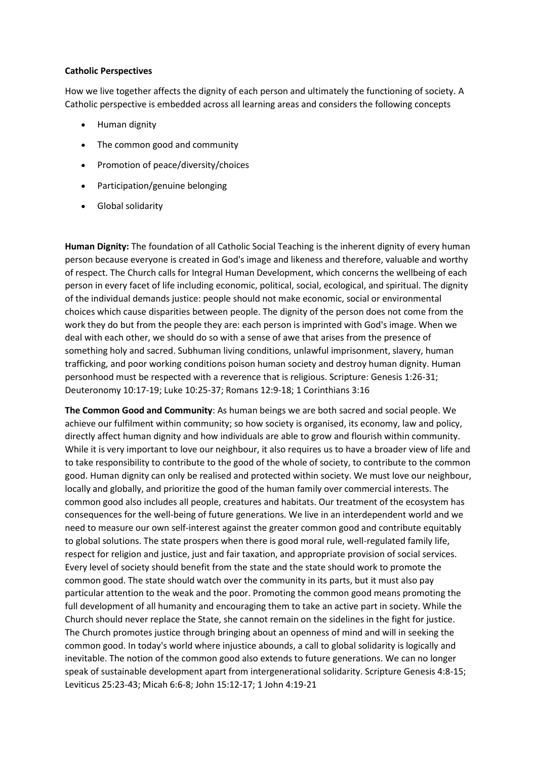**Catholic Perspectives**

How we live together affects the dignity of each person and ultimately the functioning of society. A Catholic perspective is embedded across all learning areas and considers the following concepts

- Human dignity
- The common good and community
- Promotion of peace/diversity/choices
- Participation/genuine belonging
- Global solidarity

**Human Dignity:** The foundation of all Catholic Social Teaching is the inherent dignity of every human person because everyone is created in God's image and likeness and therefore, valuable and worthy of respect. The Church calls for Integral Human Development, which concerns the wellbeing of each person in every facet of life including economic, political, social, ecological, and spiritual. The dignity of the individual demands justice: people should not make economic, social or environmental choices which cause disparities between people. The dignity of the person does not come from the work they do but from the people they are: each person is imprinted with God's image. When we deal with each other, we should do so with a sense of awe that arises from the presence of something holy and sacred. Subhuman living conditions, unlawful imprisonment, slavery, human trafficking, and poor working conditions poison human society and destroy human dignity. Human personhood must be respected with a reverence that is religious. Scripture: Genesis 1:26-31; Deuteronomy 10:17-19; Luke 10:25-37; Romans 12:9-18; 1 Corinthians 3:16

**The Common Good and Community**: As human beings we are both sacred and social people. We achieve our fulfilment within community; so how society is organised, its economy, law and policy, directly affect human dignity and how individuals are able to grow and flourish within community. While it is very important to love our neighbour, it also requires us to have a broader view of life and to take responsibility to contribute to the good of the whole of society, to contribute to the common good. Human dignity can only be realised and protected within society. We must love our neighbour, locally and globally, and prioritize the good of the human family over commercial interests. The common good also includes all people, creatures and habitats. Our treatment of the ecosystem has consequences for the well-being of future generations. We live in an interdependent world and we need to measure our own self-interest against the greater common good and contribute equitably to global solutions. The state prospers when there is good moral rule, well-regulated family life, respect for religion and justice, just and fair taxation, and appropriate provision of social services. Every level of society should benefit from the state and the state should work to promote the common good. The state should watch over the community in its parts, but it must also pay particular attention to the weak and the poor. Promoting the common good means promoting the full development of all humanity and encouraging them to take an active part in society. While the Church should never replace the State, she cannot remain on the sidelines in the fight for justice. The Church promotes justice through bringing about an openness of mind and will in seeking the common good. In today's world where injustice abounds, a call to global solidarity is logically and inevitable. The notion of the common good also extends to future generations. We can no longer speak of sustainable development apart from intergenerational solidarity. Scripture Genesis 4:8-15; Leviticus 25:23-43; Micah 6:6-8; John 15:12-17; 1 John 4:19-21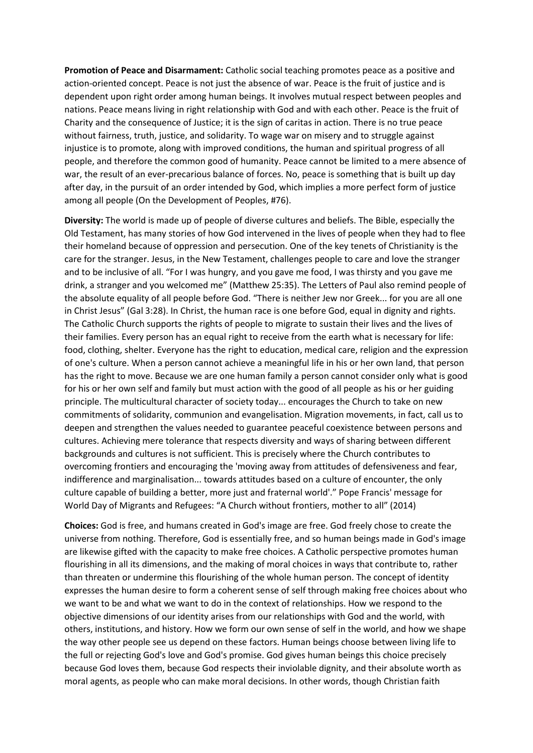**Promotion of Peace and Disarmament:** Catholic social teaching promotes peace as a positive and action-oriented concept. Peace is not just the absence of war. Peace is the fruit of justice and is dependent upon right order among human beings. It involves mutual respect between peoples and nations. Peace means living in right relationship with God and with each other. Peace is the fruit of Charity and the consequence of Justice; it is the sign of caritas in action. There is no true peace without fairness, truth, justice, and solidarity. To wage war on misery and to struggle against injustice is to promote, along with improved conditions, the human and spiritual progress of all people, and therefore the common good of humanity. Peace cannot be limited to a mere absence of war, the result of an ever-precarious balance of forces. No, peace is something that is built up day after day, in the pursuit of an order intended by God, which implies a more perfect form of justice among all people (On the Development of Peoples, #76).

**Diversity:** The world is made up of people of diverse cultures and beliefs. The Bible, especially the Old Testament, has many stories of how God intervened in the lives of people when they had to flee their homeland because of oppression and persecution. One of the key tenets of Christianity is the care for the stranger. Jesus, in the New Testament, challenges people to care and love the stranger and to be inclusive of all. "For I was hungry, and you gave me food, I was thirsty and you gave me drink, a stranger and you welcomed me" (Matthew 25:35). The Letters of Paul also remind people of the absolute equality of all people before God. "There is neither Jew nor Greek... for you are all one in Christ Jesus" (Gal 3:28). In Christ, the human race is one before God, equal in dignity and rights. The Catholic Church supports the rights of people to migrate to sustain their lives and the lives of their families. Every person has an equal right to receive from the earth what is necessary for life: food, clothing, shelter. Everyone has the right to education, medical care, religion and the expression of one's culture. When a person cannot achieve a meaningful life in his or her own land, that person has the right to move. Because we are one human family a person cannot consider only what is good for his or her own self and family but must action with the good of all people as his or her guiding principle. The multicultural character of society today... encourages the Church to take on new commitments of solidarity, communion and evangelisation. Migration movements, in fact, call us to deepen and strengthen the values needed to guarantee peaceful coexistence between persons and cultures. Achieving mere tolerance that respects diversity and ways of sharing between different backgrounds and cultures is not sufficient. This is precisely where the Church contributes to overcoming frontiers and encouraging the 'moving away from attitudes of defensiveness and fear, indifference and marginalisation... towards attitudes based on a culture of encounter, the only culture capable of building a better, more just and fraternal world'." Pope Francis' message for World Day of Migrants and Refugees: "A Church without frontiers, mother to all" (2014)

**Choices:** God is free, and humans created in God's image are free. God freely chose to create the universe from nothing. Therefore, God is essentially free, and so human beings made in God's image are likewise gifted with the capacity to make free choices. A Catholic perspective promotes human flourishing in all its dimensions, and the making of moral choices in ways that contribute to, rather than threaten or undermine this flourishing of the whole human person. The concept of identity expresses the human desire to form a coherent sense of self through making free choices about who we want to be and what we want to do in the context of relationships. How we respond to the objective dimensions of our identity arises from our relationships with God and the world, with others, institutions, and history. How we form our own sense of self in the world, and how we shape the way other people see us depend on these factors. Human beings choose between living life to the full or rejecting God's love and God's promise. God gives human beings this choice precisely because God loves them, because God respects their inviolable dignity, and their absolute worth as moral agents, as people who can make moral decisions. In other words, though Christian faith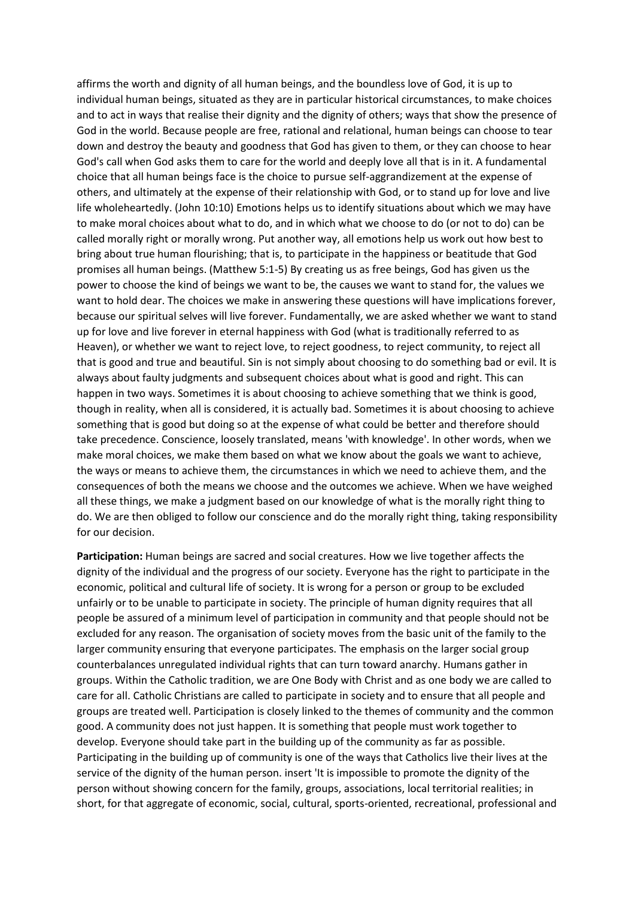affirms the worth and dignity of all human beings, and the boundless love of God, it is up to individual human beings, situated as they are in particular historical circumstances, to make choices and to act in ways that realise their dignity and the dignity of others; ways that show the presence of God in the world. Because people are free, rational and relational, human beings can choose to tear down and destroy the beauty and goodness that God has given to them, or they can choose to hear God's call when God asks them to care for the world and deeply love all that is in it. A fundamental choice that all human beings face is the choice to pursue self-aggrandizement at the expense of others, and ultimately at the expense of their relationship with God, or to stand up for love and live life wholeheartedly. (John 10:10) Emotions helps us to identify situations about which we may have to make moral choices about what to do, and in which what we choose to do (or not to do) can be called morally right or morally wrong. Put another way, all emotions help us work out how best to bring about true human flourishing; that is, to participate in the happiness or beatitude that God promises all human beings. (Matthew 5:1-5) By creating us as free beings, God has given us the power to choose the kind of beings we want to be, the causes we want to stand for, the values we want to hold dear. The choices we make in answering these questions will have implications forever, because our spiritual selves will live forever. Fundamentally, we are asked whether we want to stand up for love and live forever in eternal happiness with God (what is traditionally referred to as Heaven), or whether we want to reject love, to reject goodness, to reject community, to reject all that is good and true and beautiful. Sin is not simply about choosing to do something bad or evil. It is always about faulty judgments and subsequent choices about what is good and right. This can happen in two ways. Sometimes it is about choosing to achieve something that we think is good, though in reality, when all is considered, it is actually bad. Sometimes it is about choosing to achieve something that is good but doing so at the expense of what could be better and therefore should take precedence. Conscience, loosely translated, means 'with knowledge'. In other words, when we make moral choices, we make them based on what we know about the goals we want to achieve, the ways or means to achieve them, the circumstances in which we need to achieve them, and the consequences of both the means we choose and the outcomes we achieve. When we have weighed all these things, we make a judgment based on our knowledge of what is the morally right thing to do. We are then obliged to follow our conscience and do the morally right thing, taking responsibility for our decision.

**Participation:** Human beings are sacred and social creatures. How we live together affects the dignity of the individual and the progress of our society. Everyone has the right to participate in the economic, political and cultural life of society. It is wrong for a person or group to be excluded unfairly or to be unable to participate in society. The principle of human dignity requires that all people be assured of a minimum level of participation in community and that people should not be excluded for any reason. The organisation of society moves from the basic unit of the family to the larger community ensuring that everyone participates. The emphasis on the larger social group counterbalances unregulated individual rights that can turn toward anarchy. Humans gather in groups. Within the Catholic tradition, we are One Body with Christ and as one body we are called to care for all. Catholic Christians are called to participate in society and to ensure that all people and groups are treated well. Participation is closely linked to the themes of community and the common good. A community does not just happen. It is something that people must work together to develop. Everyone should take part in the building up of the community as far as possible. Participating in the building up of community is one of the ways that Catholics live their lives at the service of the dignity of the human person. insert 'It is impossible to promote the dignity of the person without showing concern for the family, groups, associations, local territorial realities; in short, for that aggregate of economic, social, cultural, sports-oriented, recreational, professional and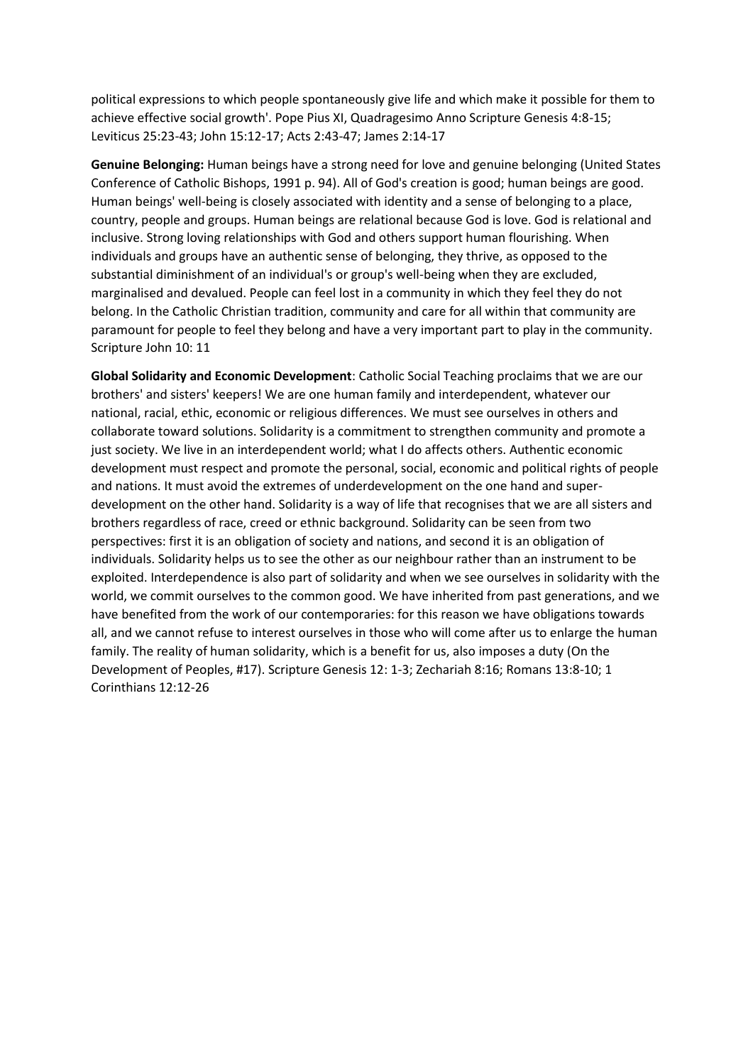political expressions to which people spontaneously give life and which make it possible for them to achieve effective social growth'. Pope Pius XI, Quadragesimo Anno Scripture Genesis 4:8-15; Leviticus 25:23-43; John 15:12-17; Acts 2:43-47; James 2:14-17

**Genuine Belonging:** Human beings have a strong need for love and genuine belonging (United States Conference of Catholic Bishops, 1991 p. 94). All of God's creation is good; human beings are good. Human beings' well-being is closely associated with identity and a sense of belonging to a place, country, people and groups. Human beings are relational because God is love. God is relational and inclusive. Strong loving relationships with God and others support human flourishing. When individuals and groups have an authentic sense of belonging, they thrive, as opposed to the substantial diminishment of an individual's or group's well-being when they are excluded, marginalised and devalued. People can feel lost in a community in which they feel they do not belong. In the Catholic Christian tradition, community and care for all within that community are paramount for people to feel they belong and have a very important part to play in the community. Scripture John 10: 11

**Global Solidarity and Economic Development**: Catholic Social Teaching proclaims that we are our brothers' and sisters' keepers! We are one human family and interdependent, whatever our national, racial, ethic, economic or religious differences. We must see ourselves in others and collaborate toward solutions. Solidarity is a commitment to strengthen community and promote a just society. We live in an interdependent world; what I do affects others. Authentic economic development must respect and promote the personal, social, economic and political rights of people and nations. It must avoid the extremes of underdevelopment on the one hand and super-development on the other hand. Solidarity is a way of life that recognises that we are all sisters and brothers regardless of race, creed or ethnic background. Solidarity can be seen from two perspectives: first it is an obligation of society and nations, and second it is an obligation of individuals. Solidarity helps us to see the other as our neighbour rather than an instrument to be exploited. Interdependence is also part of solidarity and when we see ourselves in solidarity with the world, we commit ourselves to the common good. We have inherited from past generations, and we have benefited from the work of our contemporaries: for this reason we have obligations towards all, and we cannot refuse to interest ourselves in those who will come after us to enlarge the human family. The reality of human solidarity, which is a benefit for us, also imposes a duty (On the Development of Peoples, #17). Scripture Genesis 12: 1-3; Zechariah 8:16; Romans 13:8-10; 1 Corinthians 12:12-26